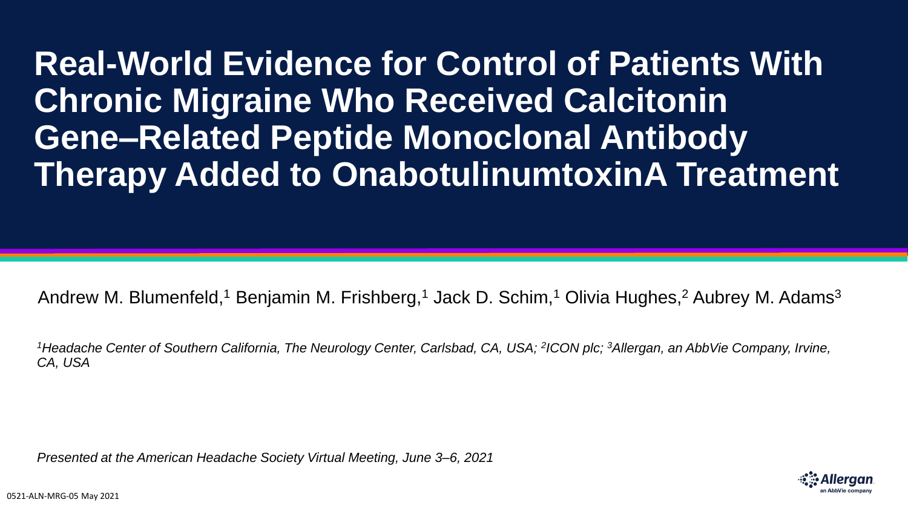# Real-World Evidence for Control of Patients With Chronic Migraine Who Received Calcitonin Gene–Related Peptide Monoclonal Antibody Therapy Added to OnabotulinumtoxinA Treatment

Andrew M. Blumenfeld,[1] Benjamin M. Frishberg,[1] Jack D. Schim,[1] Olivia Hughes,[2] Aubrey M. Adams[3]

*[1]Headache Center of Southern California, The Neurology Center, Carlsbad, CA, USA; [2]ICON plc; [3]Allergan, an AbbVie Company, Irvine, CA, USA*

*Presented at the American Headache Society Virtual Meeting, June 3–6, 2021*

Allergan
an AbbVie company

0521-ALN-MRG-05 May 2021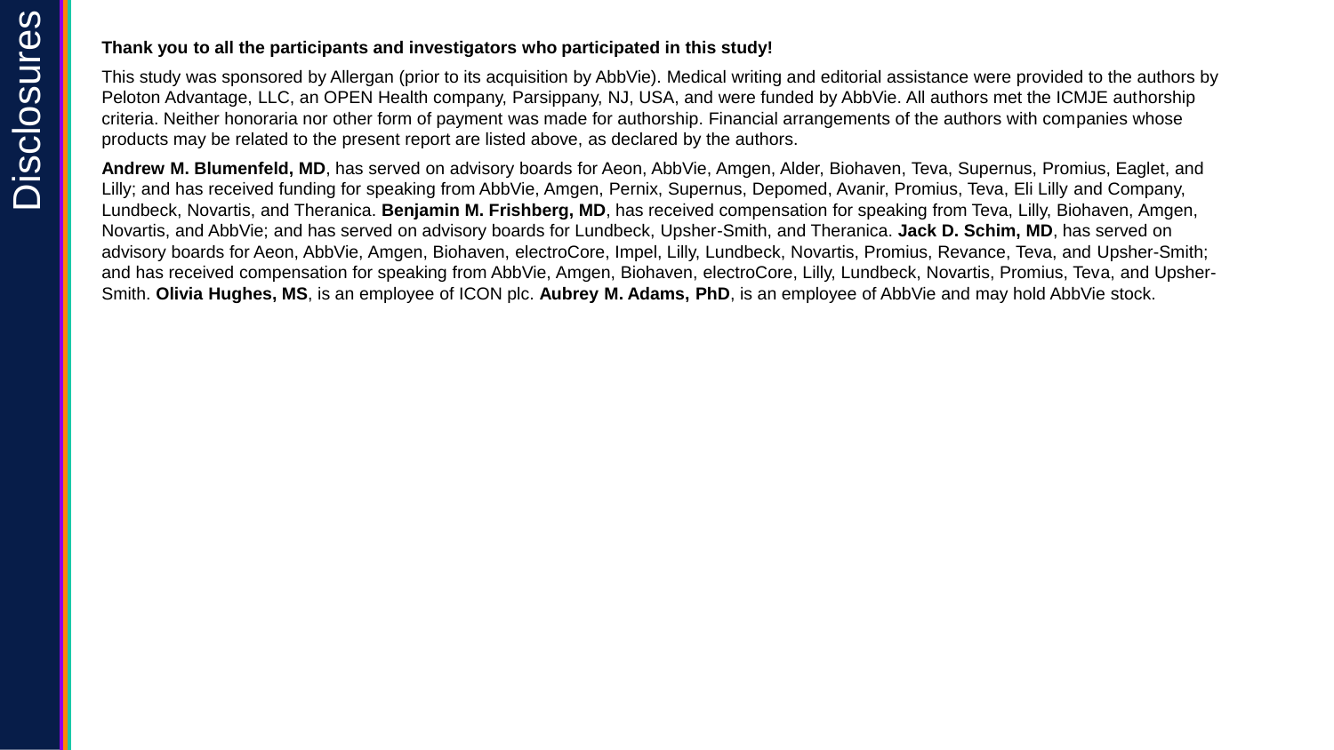# Disclosures

**Thank you to all the participants and investigators who participated in this study!**

This study was sponsored by Allergan (prior to its acquisition by AbbVie). Medical writing and editorial assistance were provided to the authors by Peloton Advantage, LLC, an OPEN Health company, Parsippany, NJ, USA, and were funded by AbbVie. All authors met the ICMJE authorship criteria. Neither honoraria nor other form of payment was made for authorship. Financial arrangements of the authors with companies whose products may be related to the present report are listed above, as declared by the authors.

**Andrew M. Blumenfeld, MD**, has served on advisory boards for Aeon, AbbVie, Amgen, Alder, Biohaven, Teva, Supernus, Promius, Eaglet, and Lilly; and has received funding for speaking from AbbVie, Amgen, Pernix, Supernus, Depomed, Avanir, Promius, Teva, Eli Lilly and Company, Lundbeck, Novartis, and Theranica. **Benjamin M. Frishberg, MD**, has received compensation for speaking from Teva, Lilly, Biohaven, Amgen, Novartis, and AbbVie; and has served on advisory boards for Lundbeck, Upsher-Smith, and Theranica. **Jack D. Schim, MD**, has served on advisory boards for Aeon, AbbVie, Amgen, Biohaven, electroCore, Impel, Lilly, Lundbeck, Novartis, Promius, Revance, Teva, and Upsher-Smith; and has received compensation for speaking from AbbVie, Amgen, Biohaven, electroCore, Lilly, Lundbeck, Novartis, Promius, Teva, and Upsher-Smith. **Olivia Hughes, MS**, is an employee of ICON plc. **Aubrey M. Adams, PhD**, is an employee of AbbVie and may hold AbbVie stock.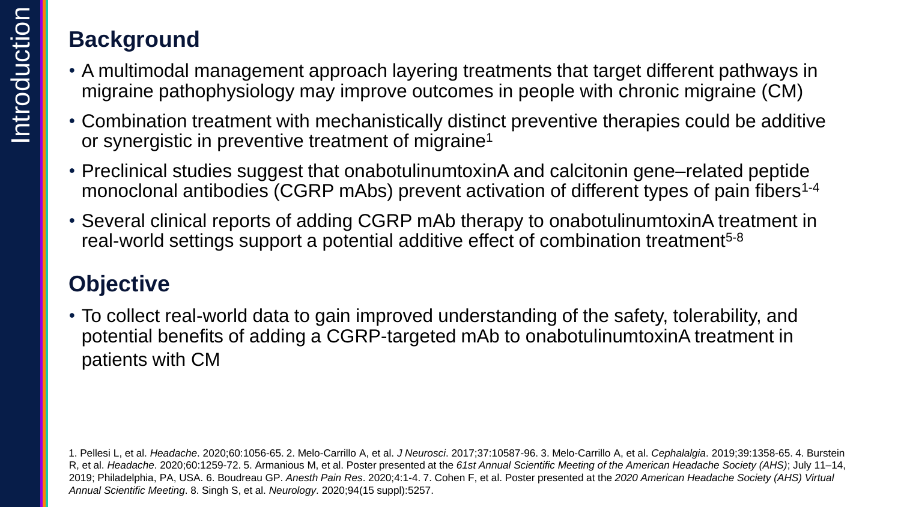# Introduction

## Background

- A multimodal management approach layering treatments that target different pathways in migraine pathophysiology may improve outcomes in people with chronic migraine (CM)
- Combination treatment with mechanistically distinct preventive therapies could be additive or synergistic in preventive treatment of migraine[1]
- Preclinical studies suggest that onabotulinumtoxinA and calcitonin gene–related peptide monoclonal antibodies (CGRP mAbs) prevent activation of different types of pain fibers[1-4]
- Several clinical reports of adding CGRP mAb therapy to onabotulinumtoxinA treatment in real-world settings support a potential additive effect of combination treatment[5-8]

## Objective

- To collect real-world data to gain improved understanding of the safety, tolerability, and potential benefits of adding a CGRP-targeted mAb to onabotulinumtoxinA treatment in patients with CM

1. Pellesi L, et al. *Headache*. 2020;60:1056-65. 2. Melo-Carrillo A, et al. *J Neurosci*. 2017;37:10587-96. 3. Melo-Carrillo A, et al. *Cephalalgia*. 2019;39:1358-65. 4. Burstein R, et al. *Headache*. 2020;60:1259-72. 5. Armanious M, et al. Poster presented at the *61st Annual Scientific Meeting of the American Headache Society (AHS)*; July 11–14, 2019; Philadelphia, PA, USA. 6. Boudreau GP. *Anesth Pain Res*. 2020;4:1-4. 7. Cohen F, et al. Poster presented at the *2020 American Headache Society (AHS) Virtual Annual Scientific Meeting*. 8. Singh S, et al. *Neurology*. 2020;94(15 suppl):5257.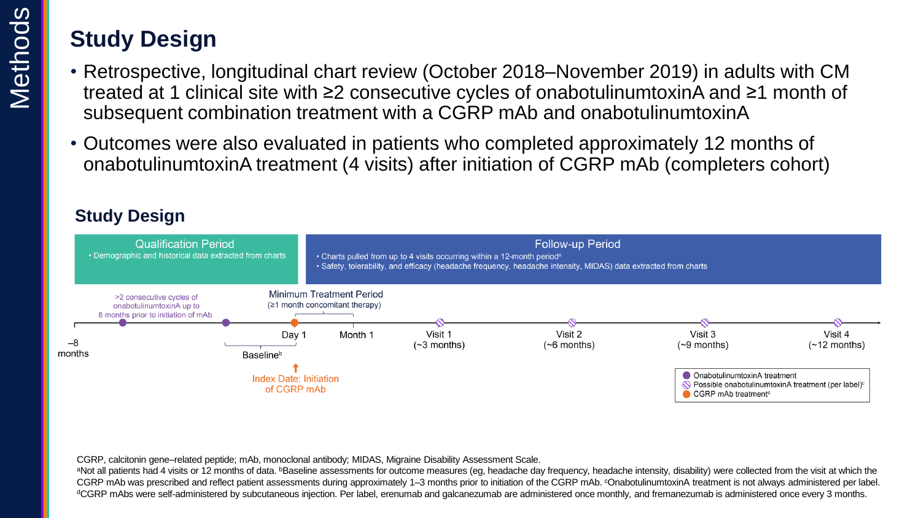# Study Design

- Retrospective, longitudinal chart review (October 2018–November 2019) in adults with CM treated at 1 clinical site with ≥2 consecutive cycles of onabotulinumtoxinA and ≥1 month of subsequent combination treatment with a CGRP mAb and onabotulinumtoxinA
- Outcomes were also evaluated in patients who completed approximately 12 months of onabotulinumtoxinA treatment (4 visits) after initiation of CGRP mAb (completers cohort)

## Study Design

**Qualification Period**
- Demographic and historical data extracted from charts

**Follow-up Period**
- Charts pulled from up to 4 visits occurring within a 12-month period[a]
- Safety, tolerability, and efficacy (headache frequency, headache intensity, MIDAS) data extracted from charts

>2 consecutive cycles of onabotulinumtoxinA up to 8 months prior to initiation of mAb

Minimum Treatment Period (≥1 month concomitant therapy)

–8 months | Baseline[b] | Day 1 | Month 1 | Visit 1 (~3 months) | Visit 2 (~6 months) | Visit 3 (~9 months) | Visit 4 (~12 months)

Index Date: Initiation of CGRP mAb

- OnabotulinumtoxinA treatment
- Possible onabotulinumtoxinA treatment (per label)[c]
- CGRP mAb treatment[d]

CGRP, calcitonin gene–related peptide; mAb, monoclonal antibody; MIDAS, Migraine Disability Assessment Scale.

[a]Not all patients had 4 visits or 12 months of data. [b]Baseline assessments for outcome measures (eg, headache day frequency, headache intensity, disability) were collected from the visit at which the CGRP mAb was prescribed and reflect patient assessments during approximately 1–3 months prior to initiation of the CGRP mAb. [c]OnabotulinumtoxinA treatment is not always administered per label. [d]CGRP mAbs were self-administered by subcutaneous injection. Per label, erenumab and galcanezumab are administered once monthly, and fremanezumab is administered once every 3 months.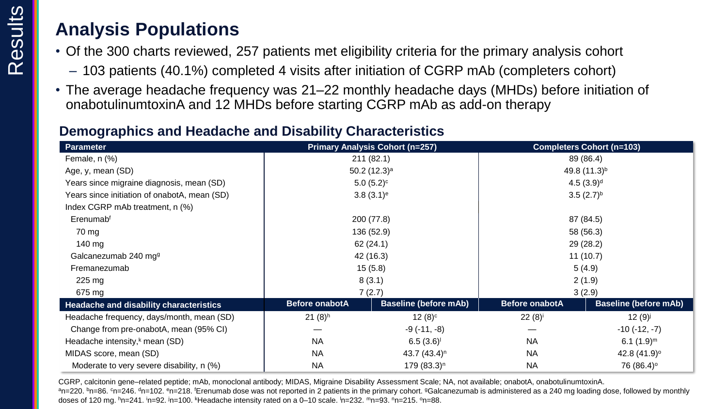## Analysis Populations

- Of the 300 charts reviewed, 257 patients met eligibility criteria for the primary analysis cohort
  - 103 patients (40.1%) completed 4 visits after initiation of CGRP mAb (completers cohort)
- The average headache frequency was 21–22 monthly headache days (MHDs) before initiation of onabotulinumtoxinA and 12 MHDs before starting CGRP mAb as add-on therapy

### Demographics and Headache and Disability Characteristics

| Parameter | Primary Analysis Cohort (n=257) | | Completers Cohort (n=103) | |
|---|---|---|---|---|
| Female, n (%) | 211 (82.1) | | 89 (86.4) | |
| Age, y, mean (SD) | 50.2 (12.3)[a] | | 49.8 (11.3)[b] | |
| Years since migraine diagnosis, mean (SD) | 5.0 (5.2)[c] | | 4.5 (3.9)[d] | |
| Years since initiation of onabotA, mean (SD) | 3.8 (3.1)[e] | | 3.5 (2.7)[b] | |
| Index CGRP mAb treatment, n (%) | | | | |
| Erenumab[f] | 200 (77.8) | | 87 (84.5) | |
| 70 mg | 136 (52.9) | | 58 (56.3) | |
| 140 mg | 62 (24.1) | | 29 (28.2) | |
| Galcanezumab 240 mg[g] | 42 (16.3) | | 11 (10.7) | |
| Fremanezumab | 15 (5.8) | | 5 (4.9) | |
| 225 mg | 8 (3.1) | | 2 (1.9) | |
| 675 mg | 7 (2.7) | | 3 (2.9) | |
| **Headache and disability characteristics** | **Before onabotA** | **Baseline (before mAb)** | **Before onabotA** | **Baseline (before mAb)** |
| Headache frequency, days/month, mean (SD) | 21 (8)[h] | 12 (8)[c] | 22 (8)[i] | 12 (9)[j] |
| Change from pre-onabotA, mean (95% CI) | — | -9 (-11, -8) | — | -10 (-12, -7) |
| Headache intensity,[k] mean (SD) | NA | 6.5 (3.6)[l] | NA | 6.1 (1.9)[m] |
| MIDAS score, mean (SD) | NA | 43.7 (43.4)[n] | NA | 42.8 (41.9)[o] |
| Moderate to very severe disability, n (%) | NA | 179 (83.3)[n] | NA | 76 (86.4)[o] |

CGRP, calcitonin gene–related peptide; mAb, monoclonal antibody; MIDAS, Migraine Disability Assessment Scale; NA, not available; onabotA, onabotulinumtoxinA.

[a]n=220. [b]n=86. [c]n=246. [d]n=102. [e]n=218. [f]Erenumab dose was not reported in 2 patients in the primary cohort. [g]Galcanezumab is administered as a 240 mg loading dose, followed by monthly doses of 120 mg. [h]n=241. [i]n=92. [j]n=100. [k]Headache intensity rated on a 0–10 scale. [l]n=232. [m]n=93. [n]n=215. [o]n=88.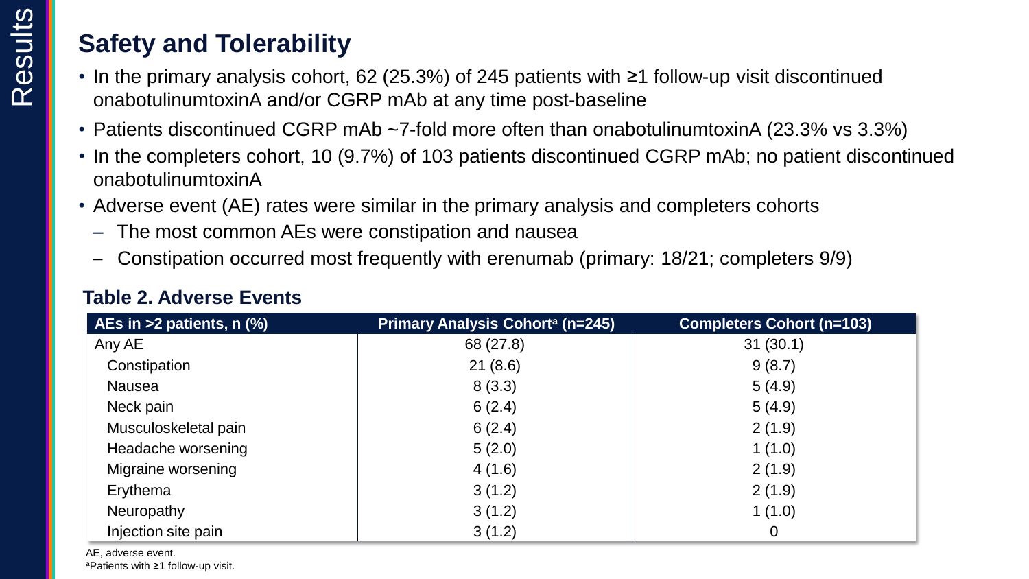## Safety and Tolerability

- In the primary analysis cohort, 62 (25.3%) of 245 patients with ≥1 follow-up visit discontinued onabotulinumtoxinA and/or CGRP mAb at any time post-baseline
- Patients discontinued CGRP mAb ~7-fold more often than onabotulinumtoxinA (23.3% vs 3.3%)
- In the completers cohort, 10 (9.7%) of 103 patients discontinued CGRP mAb; no patient discontinued onabotulinumtoxinA
- Adverse event (AE) rates were similar in the primary analysis and completers cohorts
  - The most common AEs were constipation and nausea
  - Constipation occurred most frequently with erenumab (primary: 18/21; completers 9/9)

**Table 2. Adverse Events**

| AEs in >2 patients, n (%) | Primary Analysis Cohort[a] (n=245) | Completers Cohort (n=103) |
|---|---|---|
| Any AE | 68 (27.8) | 31 (30.1) |
| Constipation | 21 (8.6) | 9 (8.7) |
| Nausea | 8 (3.3) | 5 (4.9) |
| Neck pain | 6 (2.4) | 5 (4.9) |
| Musculoskeletal pain | 6 (2.4) | 2 (1.9) |
| Headache worsening | 5 (2.0) | 1 (1.0) |
| Migraine worsening | 4 (1.6) | 2 (1.9) |
| Erythema | 3 (1.2) | 2 (1.9) |
| Neuropathy | 3 (1.2) | 1 (1.0) |
| Injection site pain | 3 (1.2) | 0 |

AE, adverse event.
[a]Patients with ≥1 follow-up visit.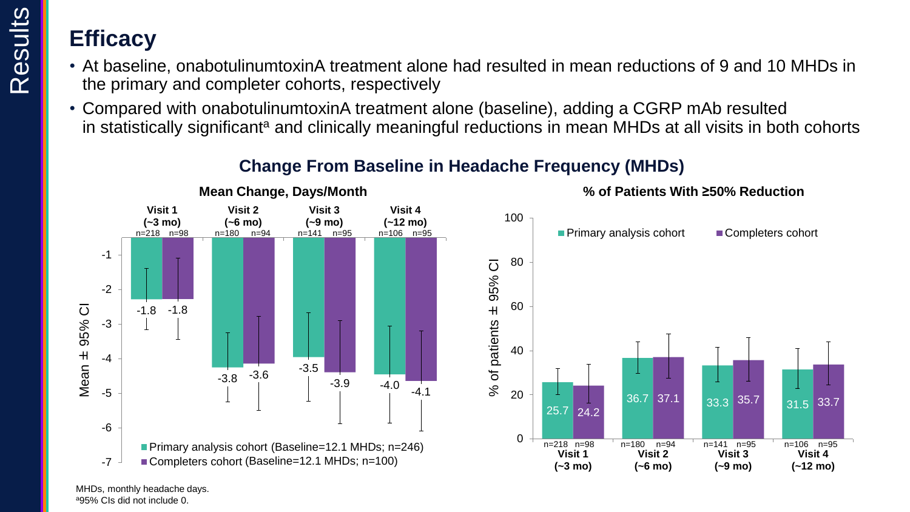## Efficacy

- At baseline, onabotulinumtoxinA treatment alone had resulted in mean reductions of 9 and 10 MHDs in the primary and completer cohorts, respectively
- Compared with onabotulinumtoxinA treatment alone (baseline), adding a CGRP mAb resulted in statistically significant[a] and clinically meaningful reductions in mean MHDs at all visits in both cohorts

### Change From Baseline in Headache Frequency (MHDs)

**Mean Change, Days/Month** (Mean ± 95% CI)

| | Visit 1 (~3 mo) | Visit 2 (~6 mo) | Visit 3 (~9 mo) | Visit 4 (~12 mo) |
|---|---|---|---|---|
| Primary analysis cohort (Baseline=12.1 MHDs; n=246) | -1.8 (n=218) | -3.8 (n=180) | -3.5 (n=141) | -4.0 (n=106) |
| Completers cohort (Baseline=12.1 MHDs; n=100) | -1.8 (n=98) | -3.6 (n=94) | -3.9 (n=95) | -4.1 (n=95) |

**% of Patients With ≥50% Reduction** (% of patients ± 95% CI)

| | Visit 1 (~3 mo) | Visit 2 (~6 mo) | Visit 3 (~9 mo) | Visit 4 (~12 mo) |
|---|---|---|---|---|
| Primary analysis cohort | 25.7 (n=218) | 36.7 (n=180) | 33.3 (n=141) | 31.5 (n=106) |
| Completers cohort | 24.2 (n=98) | 37.1 (n=94) | 35.7 (n=95) | 33.7 (n=95) |

MHDs, monthly headache days.
[a]95% CIs did not include 0.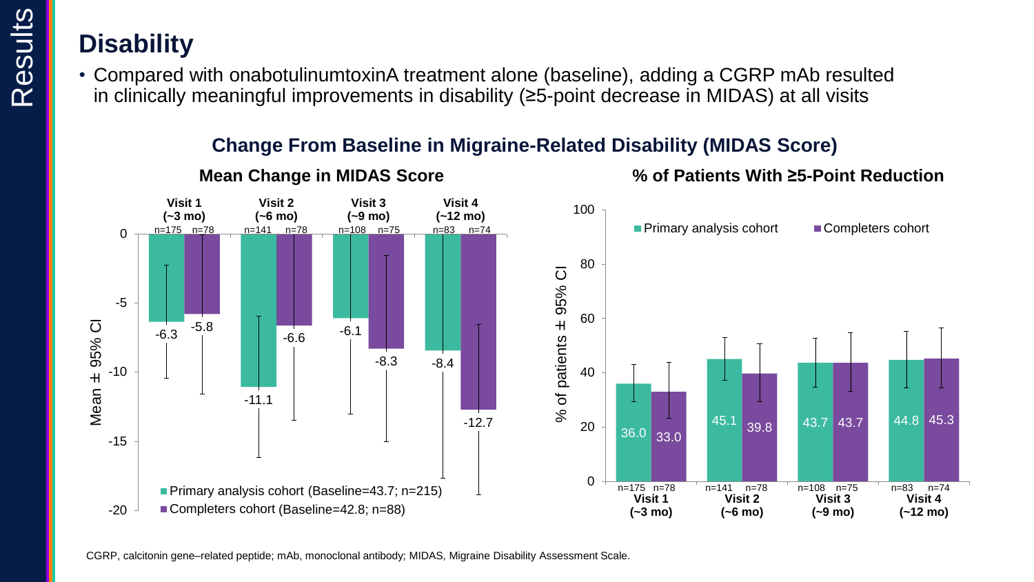# Disability

- Compared with onabotulinumtoxinA treatment alone (baseline), adding a CGRP mAb resulted in clinically meaningful improvements in disability (≥5-point decrease in MIDAS) at all visits

## Change From Baseline in Migraine-Related Disability (MIDAS Score)

### Mean Change in MIDAS Score

| Visit | Primary analysis cohort (Baseline=43.7; n=215) | Completers cohort (Baseline=42.8; n=88) |
| --- | --- | --- |
| Visit 1 (~3 mo) | -6.3 (n=175) | -5.8 (n=78) |
| Visit 2 (~6 mo) | -11.1 (n=141) | -6.6 (n=78) |
| Visit 3 (~9 mo) | -6.1 (n=108) | -8.3 (n=75) |
| Visit 4 (~12 mo) | -8.4 (n=83) | -12.7 (n=74) |

Y-axis: Mean ± 95% CI

### % of Patients With ≥5-Point Reduction

| Visit | Primary analysis cohort | Completers cohort |
| --- | --- | --- |
| Visit 1 (~3 mo) | 36.0 (n=175) | 33.0 (n=78) |
| Visit 2 (~6 mo) | 45.1 (n=141) | 39.8 (n=78) |
| Visit 3 (~9 mo) | 43.7 (n=108) | 43.7 (n=75) |
| Visit 4 (~12 mo) | 44.8 (n=83) | 45.3 (n=74) |

Y-axis: % of patients ± 95% CI

CGRP, calcitonin gene–related peptide; mAb, monoclonal antibody; MIDAS, Migraine Disability Assessment Scale.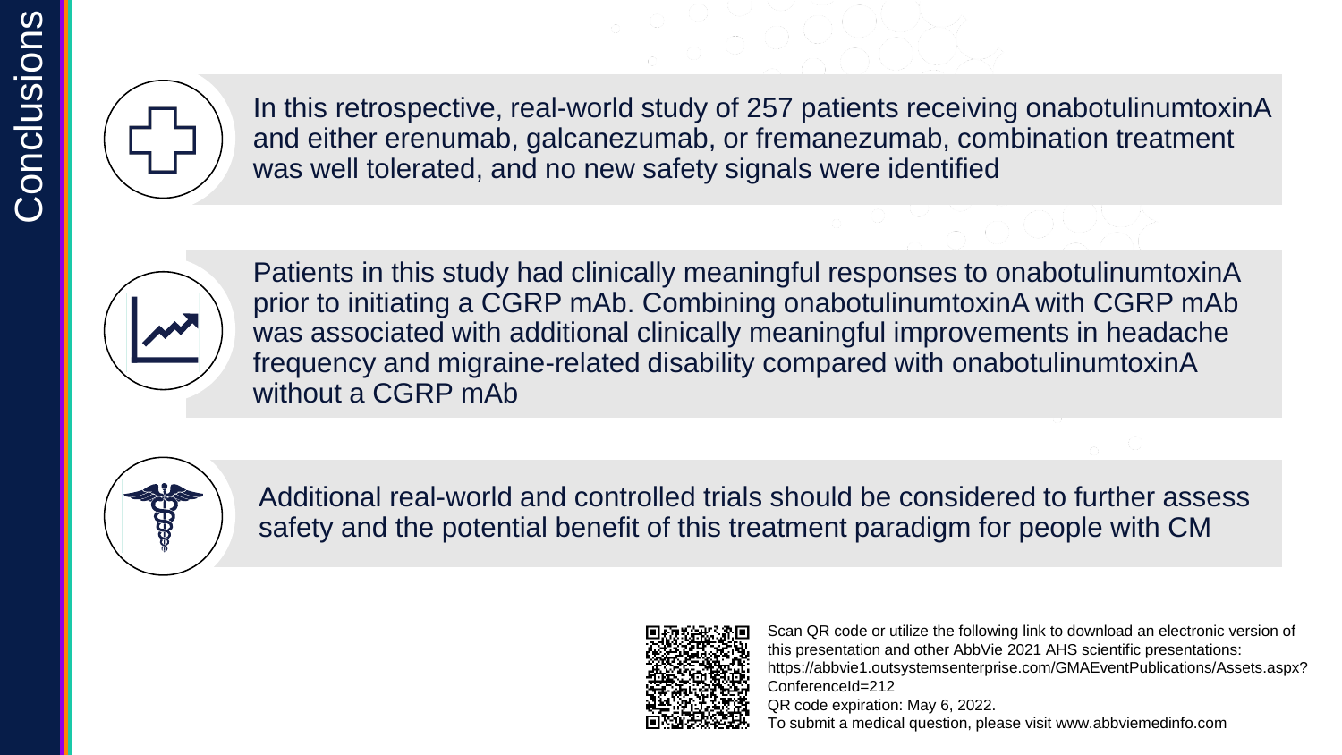# Conclusions

In this retrospective, real-world study of 257 patients receiving onabotulinumtoxinA and either erenumab, galcanezumab, or fremanezumab, combination treatment was well tolerated, and no new safety signals were identified

Patients in this study had clinically meaningful responses to onabotulinumtoxinA prior to initiating a CGRP mAb. Combining onabotulinumtoxinA with CGRP mAb was associated with additional clinically meaningful improvements in headache frequency and migraine-related disability compared with onabotulinumtoxinA without a CGRP mAb

Additional real-world and controlled trials should be considered to further assess safety and the potential benefit of this treatment paradigm for people with CM

Scan QR code or utilize the following link to download an electronic version of this presentation and other AbbVie 2021 AHS scientific presentations: https://abbvie1.outsystemsenterprise.com/GMAEventPublications/Assets.aspx?ConferenceId=212

QR code expiration: May 6, 2022.

To submit a medical question, please visit www.abbviemedinfo.com